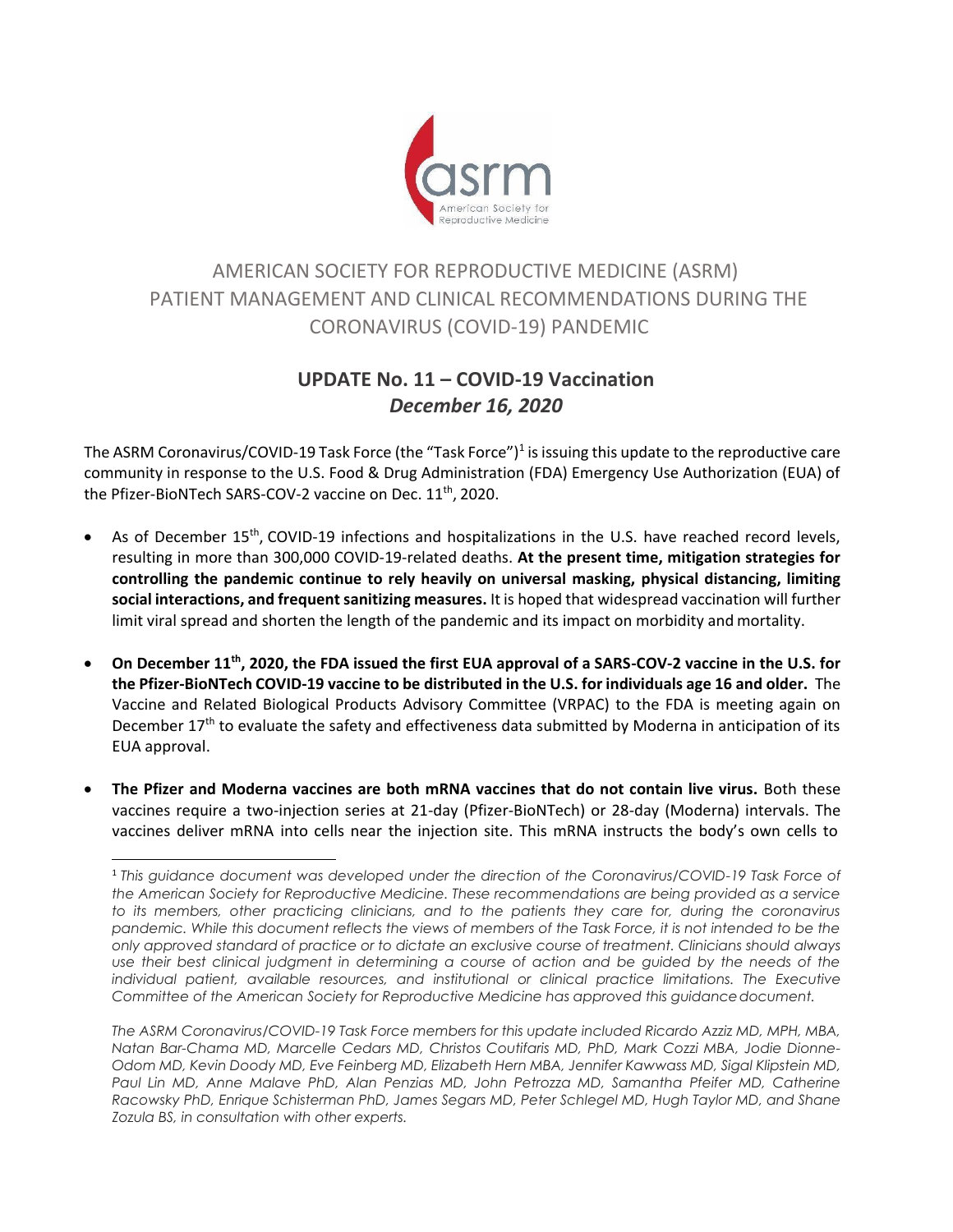# AMERICAN SOCIETY FOR REPRODUCTIVE MEDICINE (ASRM) PATIENT MANAGEMENT AND CLINICAL RECOMMENDATIONS DURING THE CORONAVIRUS (COVID-19) PANDEMIC

## UPDATE No. 11 – COVID-19 Vaccination
### *December 16, 2020*

The ASRM Coronavirus/COVID-19 Task Force (the "Task Force")[1] is issuing this update to the reproductive care community in response to the U.S. Food & Drug Administration (FDA) Emergency Use Authorization (EUA) of the Pfizer-BioNTech SARS-COV-2 vaccine on Dec. 11th, 2020.

- As of December 15th, COVID-19 infections and hospitalizations in the U.S. have reached record levels, resulting in more than 300,000 COVID-19-related deaths. **At the present time, mitigation strategies for controlling the pandemic continue to rely heavily on universal masking, physical distancing, limiting social interactions, and frequent sanitizing measures.** It is hoped that widespread vaccination will further limit viral spread and shorten the length of the pandemic and its impact on morbidity and mortality.

- **On December 11th, 2020, the FDA issued the first EUA approval of a SARS-COV-2 vaccine in the U.S. for the Pfizer-BioNTech COVID-19 vaccine to be distributed in the U.S. for individuals age 16 and older.** The Vaccine and Related Biological Products Advisory Committee (VRPAC) to the FDA is meeting again on December 17th to evaluate the safety and effectiveness data submitted by Moderna in anticipation of its EUA approval.

- **The Pfizer and Moderna vaccines are both mRNA vaccines that do not contain live virus.** Both these vaccines require a two-injection series at 21-day (Pfizer-BioNTech) or 28-day (Moderna) intervals. The vaccines deliver mRNA into cells near the injection site. This mRNA instructs the body's own cells to

---

[1] *This guidance document was developed under the direction of the Coronavirus/COVID-19 Task Force of the American Society for Reproductive Medicine. These recommendations are being provided as a service to its members, other practicing clinicians, and to the patients they care for, during the coronavirus pandemic. While this document reflects the views of members of the Task Force, it is not intended to be the only approved standard of practice or to dictate an exclusive course of treatment. Clinicians should always use their best clinical judgment in determining a course of action and be guided by the needs of the individual patient, available resources, and institutional or clinical practice limitations. The Executive Committee of the American Society for Reproductive Medicine has approved this guidance document.*

*The ASRM Coronavirus/COVID-19 Task Force members for this update included Ricardo Azziz MD, MPH, MBA, Natan Bar-Chama MD, Marcelle Cedars MD, Christos Coutifaris MD, PhD, Mark Cozzi MBA, Jodie Dionne-Odom MD, Kevin Doody MD, Eve Feinberg MD, Elizabeth Hern MBA, Jennifer Kawwass MD, Sigal Klipstein MD, Paul Lin MD, Anne Malave PhD, Alan Penzias MD, John Petrozza MD, Samantha Pfeifer MD, Catherine Racowsky PhD, Enrique Schisterman PhD, James Segars MD, Peter Schlegel MD, Hugh Taylor MD, and Shane Zozula BS, in consultation with other experts.*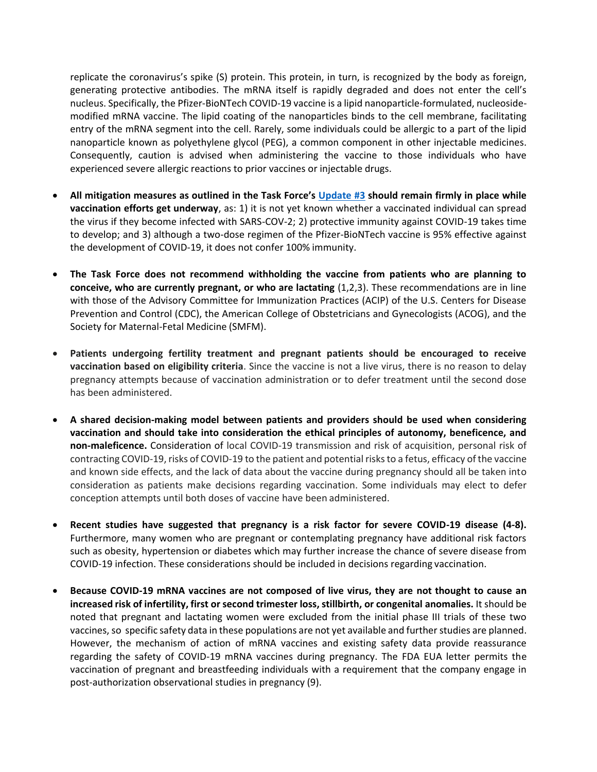replicate the coronavirus's spike (S) protein. This protein, in turn, is recognized by the body as foreign, generating protective antibodies. The mRNA itself is rapidly degraded and does not enter the cell's nucleus. Specifically, the Pfizer-BioNTech COVID-19 vaccine is a lipid nanoparticle-formulated, nucleoside-modified mRNA vaccine. The lipid coating of the nanoparticles binds to the cell membrane, facilitating entry of the mRNA segment into the cell. Rarely, some individuals could be allergic to a part of the lipid nanoparticle known as polyethylene glycol (PEG), a common component in other injectable medicines. Consequently, caution is advised when administering the vaccine to those individuals who have experienced severe allergic reactions to prior vaccines or injectable drugs.

- **All mitigation measures as outlined in the Task Force's Update #3 should remain firmly in place while vaccination efforts get underway**, as: 1) it is not yet known whether a vaccinated individual can spread the virus if they become infected with SARS-COV-2; 2) protective immunity against COVID-19 takes time to develop; and 3) although a two-dose regimen of the Pfizer-BioNTech vaccine is 95% effective against the development of COVID-19, it does not confer 100% immunity.

- **The Task Force does not recommend withholding the vaccine from patients who are planning to conceive, who are currently pregnant, or who are lactating** (1,2,3). These recommendations are in line with those of the Advisory Committee for Immunization Practices (ACIP) of the U.S. Centers for Disease Prevention and Control (CDC), the American College of Obstetricians and Gynecologists (ACOG), and the Society for Maternal-Fetal Medicine (SMFM).

- **Patients undergoing fertility treatment and pregnant patients should be encouraged to receive vaccination based on eligibility criteria**. Since the vaccine is not a live virus, there is no reason to delay pregnancy attempts because of vaccination administration or to defer treatment until the second dose has been administered.

- **A shared decision-making model between patients and providers should be used when considering vaccination and should take into consideration the ethical principles of autonomy, beneficence, and non-maleficence.** Consideration of local COVID-19 transmission and risk of acquisition, personal risk of contracting COVID-19, risks of COVID-19 to the patient and potential risks to a fetus, efficacy of the vaccine and known side effects, and the lack of data about the vaccine during pregnancy should all be taken into consideration as patients make decisions regarding vaccination. Some individuals may elect to defer conception attempts until both doses of vaccine have been administered.

- **Recent studies have suggested that pregnancy is a risk factor for severe COVID-19 disease (4-8).** Furthermore, many women who are pregnant or contemplating pregnancy have additional risk factors such as obesity, hypertension or diabetes which may further increase the chance of severe disease from COVID-19 infection. These considerations should be included in decisions regarding vaccination.

- **Because COVID-19 mRNA vaccines are not composed of live virus, they are not thought to cause an increased risk of infertility, first or second trimester loss, stillbirth, or congenital anomalies.** It should be noted that pregnant and lactating women were excluded from the initial phase III trials of these two vaccines, so specific safety data in these populations are not yet available and further studies are planned. However, the mechanism of action of mRNA vaccines and existing safety data provide reassurance regarding the safety of COVID-19 mRNA vaccines during pregnancy. The FDA EUA letter permits the vaccination of pregnant and breastfeeding individuals with a requirement that the company engage in post-authorization observational studies in pregnancy (9).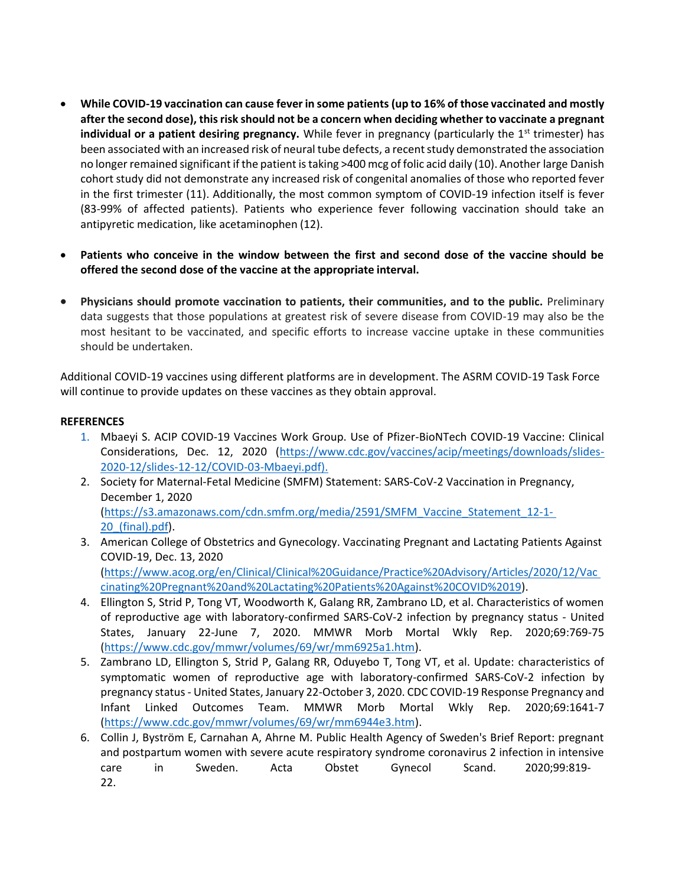- **While COVID-19 vaccination can cause fever in some patients (up to 16% of those vaccinated and mostly after the second dose), this risk should not be a concern when deciding whether to vaccinate a pregnant individual or a patient desiring pregnancy.** While fever in pregnancy (particularly the 1st trimester) has been associated with an increased risk of neural tube defects, a recent study demonstrated the association no longer remained significant if the patient is taking >400 mcg of folic acid daily (10). Another large Danish cohort study did not demonstrate any increased risk of congenital anomalies of those who reported fever in the first trimester (11). Additionally, the most common symptom of COVID-19 infection itself is fever (83-99% of affected patients). Patients who experience fever following vaccination should take an antipyretic medication, like acetaminophen (12).

- **Patients who conceive in the window between the first and second dose of the vaccine should be offered the second dose of the vaccine at the appropriate interval.**

- **Physicians should promote vaccination to patients, their communities, and to the public.** Preliminary data suggests that those populations at greatest risk of severe disease from COVID-19 may also be the most hesitant to be vaccinated, and specific efforts to increase vaccine uptake in these communities should be undertaken.

Additional COVID-19 vaccines using different platforms are in development. The ASRM COVID-19 Task Force will continue to provide updates on these vaccines as they obtain approval.

**REFERENCES**

1. Mbaeyi S. ACIP COVID-19 Vaccines Work Group. Use of Pfizer-BioNTech COVID-19 Vaccine: Clinical Considerations, Dec. 12, 2020 (https://www.cdc.gov/vaccines/acip/meetings/downloads/slides-2020-12/slides-12-12/COVID-03-Mbaeyi.pdf).
2. Society for Maternal-Fetal Medicine (SMFM) Statement: SARS-CoV-2 Vaccination in Pregnancy, December 1, 2020 (https://s3.amazonaws.com/cdn.smfm.org/media/2591/SMFM_Vaccine_Statement_12-1-20_(final).pdf).
3. American College of Obstetrics and Gynecology. Vaccinating Pregnant and Lactating Patients Against COVID-19, Dec. 13, 2020 (https://www.acog.org/en/Clinical/Clinical%20Guidance/Practice%20Advisory/Articles/2020/12/Vaccinating%20Pregnant%20and%20Lactating%20Patients%20Against%20COVID%2019).
4. Ellington S, Strid P, Tong VT, Woodworth K, Galang RR, Zambrano LD, et al. Characteristics of women of reproductive age with laboratory-confirmed SARS-CoV-2 infection by pregnancy status - United States, January 22-June 7, 2020. MMWR Morb Mortal Wkly Rep. 2020;69:769-75 (https://www.cdc.gov/mmwr/volumes/69/wr/mm6925a1.htm).
5. Zambrano LD, Ellington S, Strid P, Galang RR, Oduyebo T, Tong VT, et al. Update: characteristics of symptomatic women of reproductive age with laboratory-confirmed SARS-CoV-2 infection by pregnancy status - United States, January 22-October 3, 2020. CDC COVID-19 Response Pregnancy and Infant Linked Outcomes Team. MMWR Morb Mortal Wkly Rep. 2020;69:1641-7 (https://www.cdc.gov/mmwr/volumes/69/wr/mm6944e3.htm).
6. Collin J, Byström E, Carnahan A, Ahrne M. Public Health Agency of Sweden's Brief Report: pregnant and postpartum women with severe acute respiratory syndrome coronavirus 2 infection in intensive care in Sweden. Acta Obstet Gynecol Scand. 2020;99:819-22.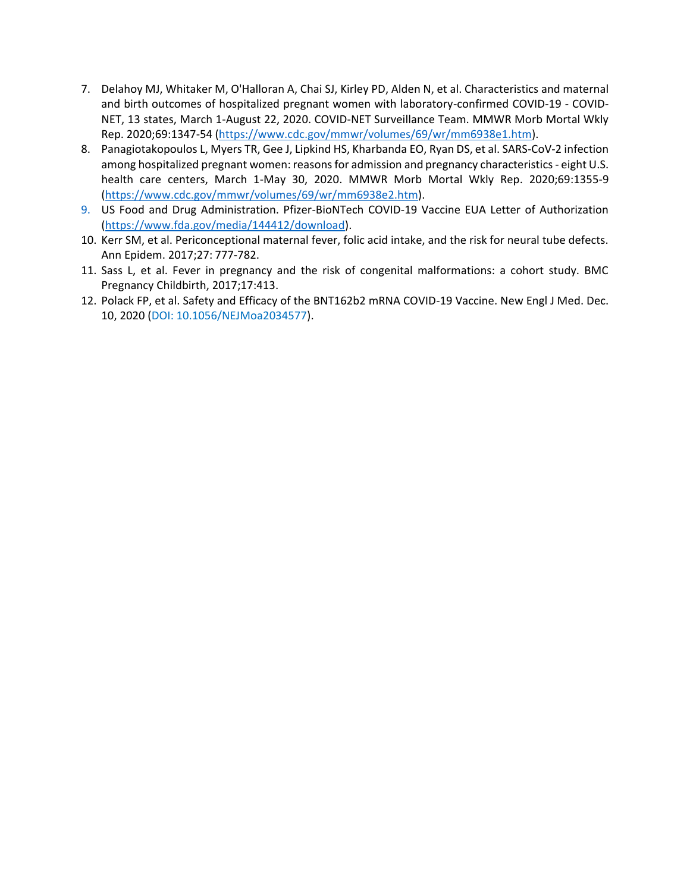7. Delahoy MJ, Whitaker M, O'Halloran A, Chai SJ, Kirley PD, Alden N, et al. Characteristics and maternal and birth outcomes of hospitalized pregnant women with laboratory-confirmed COVID-19 - COVID-NET, 13 states, March 1-August 22, 2020. COVID-NET Surveillance Team. MMWR Morb Mortal Wkly Rep. 2020;69:1347-54 (https://www.cdc.gov/mmwr/volumes/69/wr/mm6938e1.htm).
8. Panagiotakopoulos L, Myers TR, Gee J, Lipkind HS, Kharbanda EO, Ryan DS, et al. SARS-CoV-2 infection among hospitalized pregnant women: reasons for admission and pregnancy characteristics - eight U.S. health care centers, March 1-May 30, 2020. MMWR Morb Mortal Wkly Rep. 2020;69:1355-9 (https://www.cdc.gov/mmwr/volumes/69/wr/mm6938e2.htm).
9. US Food and Drug Administration. Pfizer-BioNTech COVID-19 Vaccine EUA Letter of Authorization (https://www.fda.gov/media/144412/download).
10. Kerr SM, et al. Periconceptional maternal fever, folic acid intake, and the risk for neural tube defects. Ann Epidem. 2017;27: 777-782.
11. Sass L, et al. Fever in pregnancy and the risk of congenital malformations: a cohort study. BMC Pregnancy Childbirth, 2017;17:413.
12. Polack FP, et al. Safety and Efficacy of the BNT162b2 mRNA COVID-19 Vaccine. New Engl J Med. Dec. 10, 2020 (DOI: 10.1056/NEJMoa2034577).